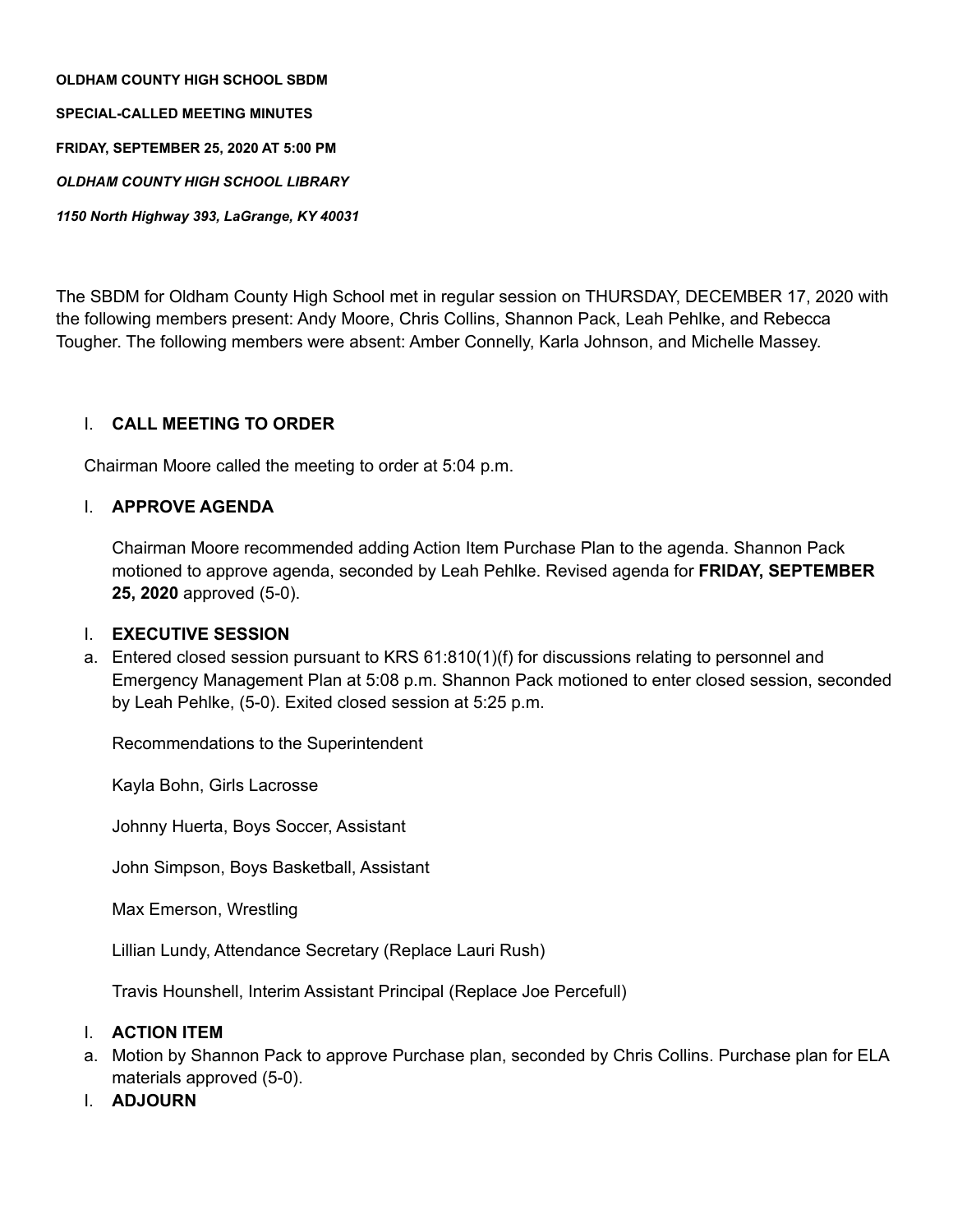**OLDHAM COUNTY HIGH SCHOOL SBDM**

**SPECIAL-CALLED MEETING MINUTES**

**FRIDAY, SEPTEMBER 25, 2020 AT 5:00 PM**

***OLDHAM COUNTY HIGH SCHOOL LIBRARY***

***1150 North Highway 393, LaGrange, KY 40031***

The SBDM for Oldham County High School met in regular session on THURSDAY, DECEMBER 17, 2020 with the following members present: Andy Moore, Chris Collins, Shannon Pack, Leah Pehlke, and Rebecca Tougher. The following members were absent: Amber Connelly, Karla Johnson, and Michelle Massey.

I. **CALL MEETING TO ORDER**

Chairman Moore called the meeting to order at 5:04 p.m.

I. **APPROVE AGENDA**

Chairman Moore recommended adding Action Item Purchase Plan to the agenda. Shannon Pack motioned to approve agenda, seconded by Leah Pehlke. Revised agenda for **FRIDAY, SEPTEMBER 25, 2020** approved (5-0).

I. **EXECUTIVE SESSION**

a. Entered closed session pursuant to KRS 61:810(1)(f) for discussions relating to personnel and Emergency Management Plan at 5:08 p.m. Shannon Pack motioned to enter closed session, seconded by Leah Pehlke, (5-0). Exited closed session at 5:25 p.m.

Recommendations to the Superintendent

Kayla Bohn, Girls Lacrosse

Johnny Huerta, Boys Soccer, Assistant

John Simpson, Boys Basketball, Assistant

Max Emerson, Wrestling

Lillian Lundy, Attendance Secretary (Replace Lauri Rush)

Travis Hounshell, Interim Assistant Principal (Replace Joe Percefull)

I. **ACTION ITEM**

a. Motion by Shannon Pack to approve Purchase plan, seconded by Chris Collins. Purchase plan for ELA materials approved (5-0).

I. **ADJOURN**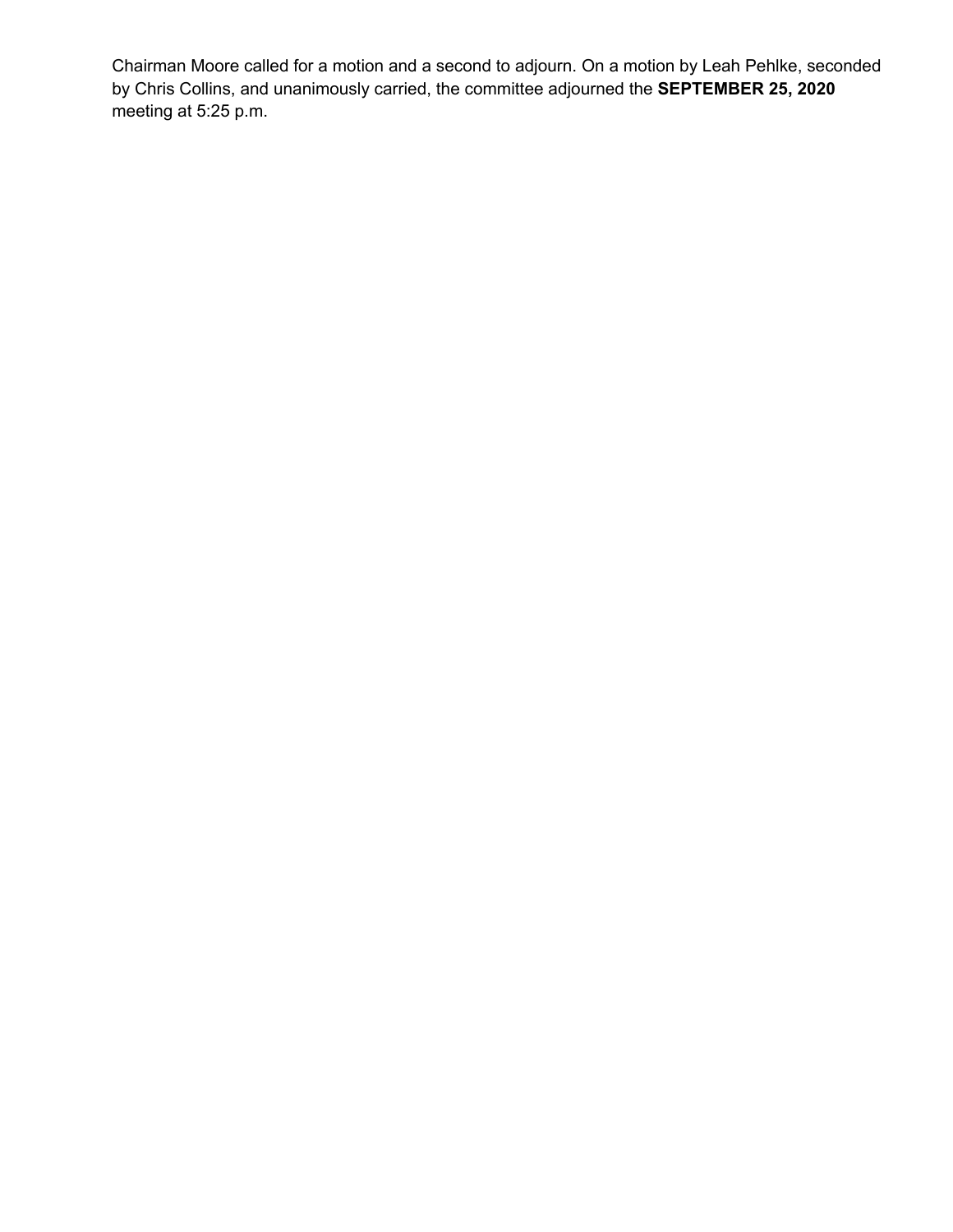Chairman Moore called for a motion and a second to adjourn. On a motion by Leah Pehlke, seconded by Chris Collins, and unanimously carried, the committee adjourned the **SEPTEMBER 25, 2020** meeting at 5:25 p.m.